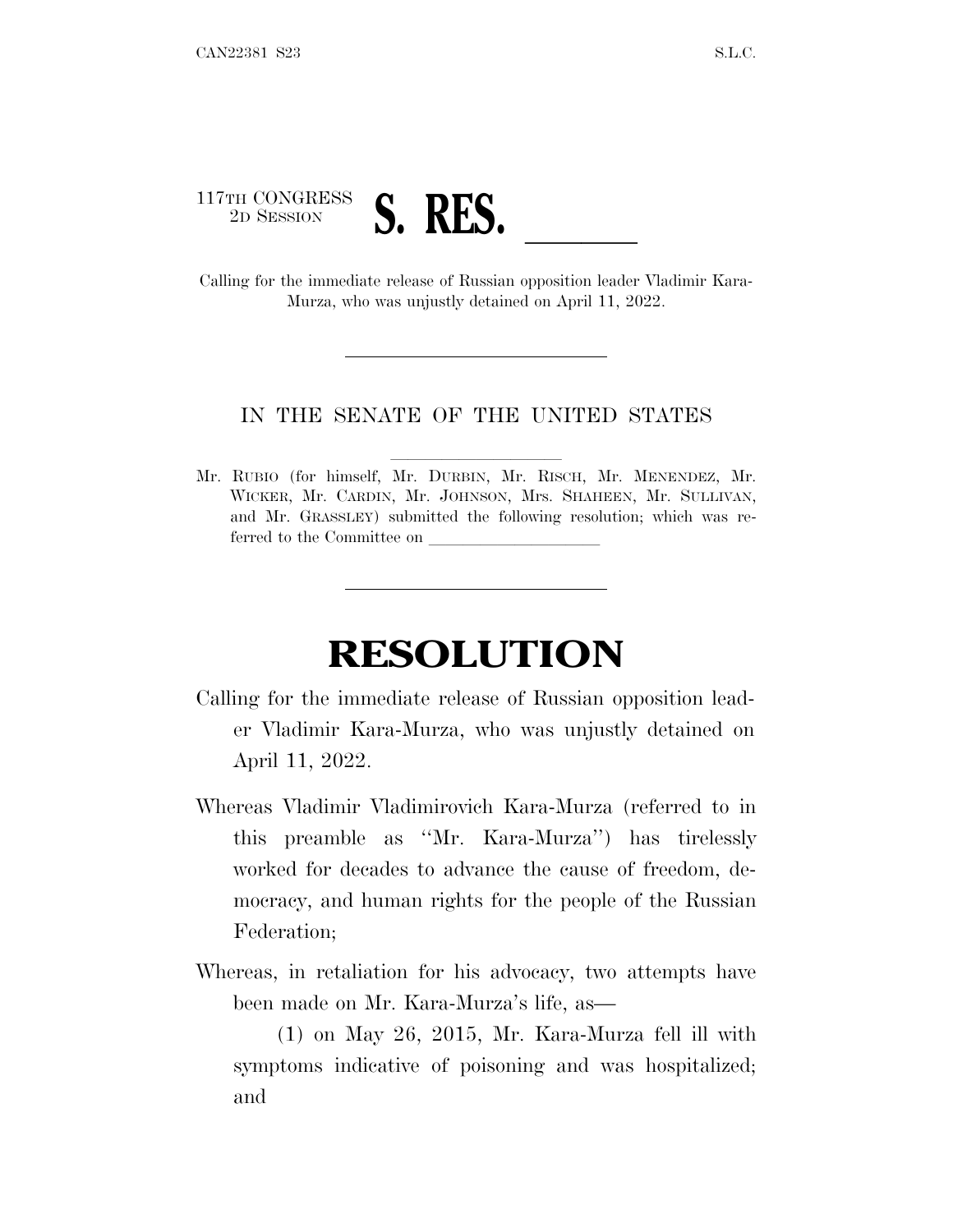117TH CONGRESS
2D SESSION

# S. RES. ______

Calling for the immediate release of Russian opposition leader Vladimir Kara-Murza, who was unjustly detained on April 11, 2022.

---

IN THE SENATE OF THE UNITED STATES

Mr. RUBIO (for himself, Mr. DURBIN, Mr. RISCH, Mr. MENENDEZ, Mr. WICKER, Mr. CARDIN, Mr. JOHNSON, Mrs. SHAHEEN, Mr. SULLIVAN, and Mr. GRASSLEY) submitted the following resolution; which was referred to the Committee on ______________

---

# RESOLUTION

Calling for the immediate release of Russian opposition leader Vladimir Kara-Murza, who was unjustly detained on April 11, 2022.

Whereas Vladimir Vladimirovich Kara-Murza (referred to in this preamble as ''Mr. Kara-Murza'') has tirelessly worked for decades to advance the cause of freedom, democracy, and human rights for the people of the Russian Federation;

Whereas, in retaliation for his advocacy, two attempts have been made on Mr. Kara-Murza's life, as—

(1) on May 26, 2015, Mr. Kara-Murza fell ill with symptoms indicative of poisoning and was hospitalized; and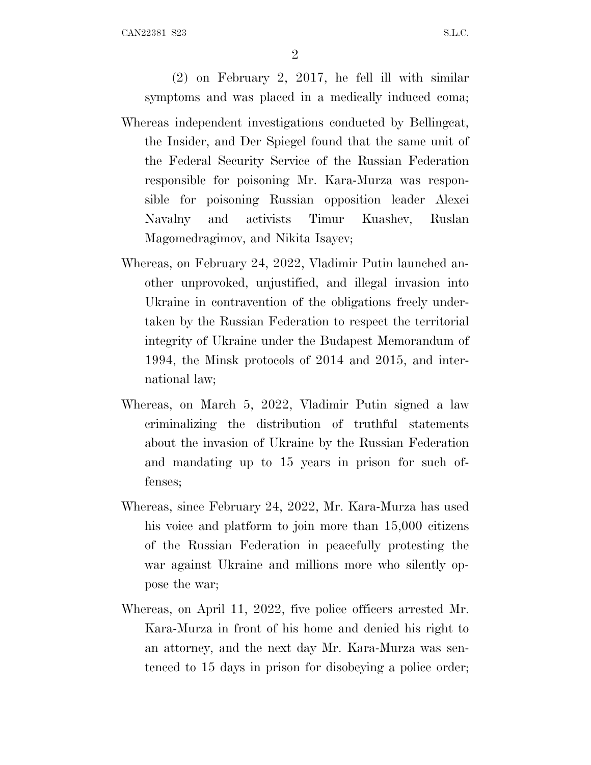(2) on February 2, 2017, he fell ill with similar symptoms and was placed in a medically induced coma;

Whereas independent investigations conducted by Bellingcat, the Insider, and Der Spiegel found that the same unit of the Federal Security Service of the Russian Federation responsible for poisoning Mr. Kara-Murza was responsible for poisoning Russian opposition leader Alexei Navalny and activists Timur Kuashev, Ruslan Magomedragimov, and Nikita Isayev;

Whereas, on February 24, 2022, Vladimir Putin launched another unprovoked, unjustified, and illegal invasion into Ukraine in contravention of the obligations freely undertaken by the Russian Federation to respect the territorial integrity of Ukraine under the Budapest Memorandum of 1994, the Minsk protocols of 2014 and 2015, and international law;

Whereas, on March 5, 2022, Vladimir Putin signed a law criminalizing the distribution of truthful statements about the invasion of Ukraine by the Russian Federation and mandating up to 15 years in prison for such offenses;

Whereas, since February 24, 2022, Mr. Kara-Murza has used his voice and platform to join more than 15,000 citizens of the Russian Federation in peacefully protesting the war against Ukraine and millions more who silently oppose the war;

Whereas, on April 11, 2022, five police officers arrested Mr. Kara-Murza in front of his home and denied his right to an attorney, and the next day Mr. Kara-Murza was sentenced to 15 days in prison for disobeying a police order;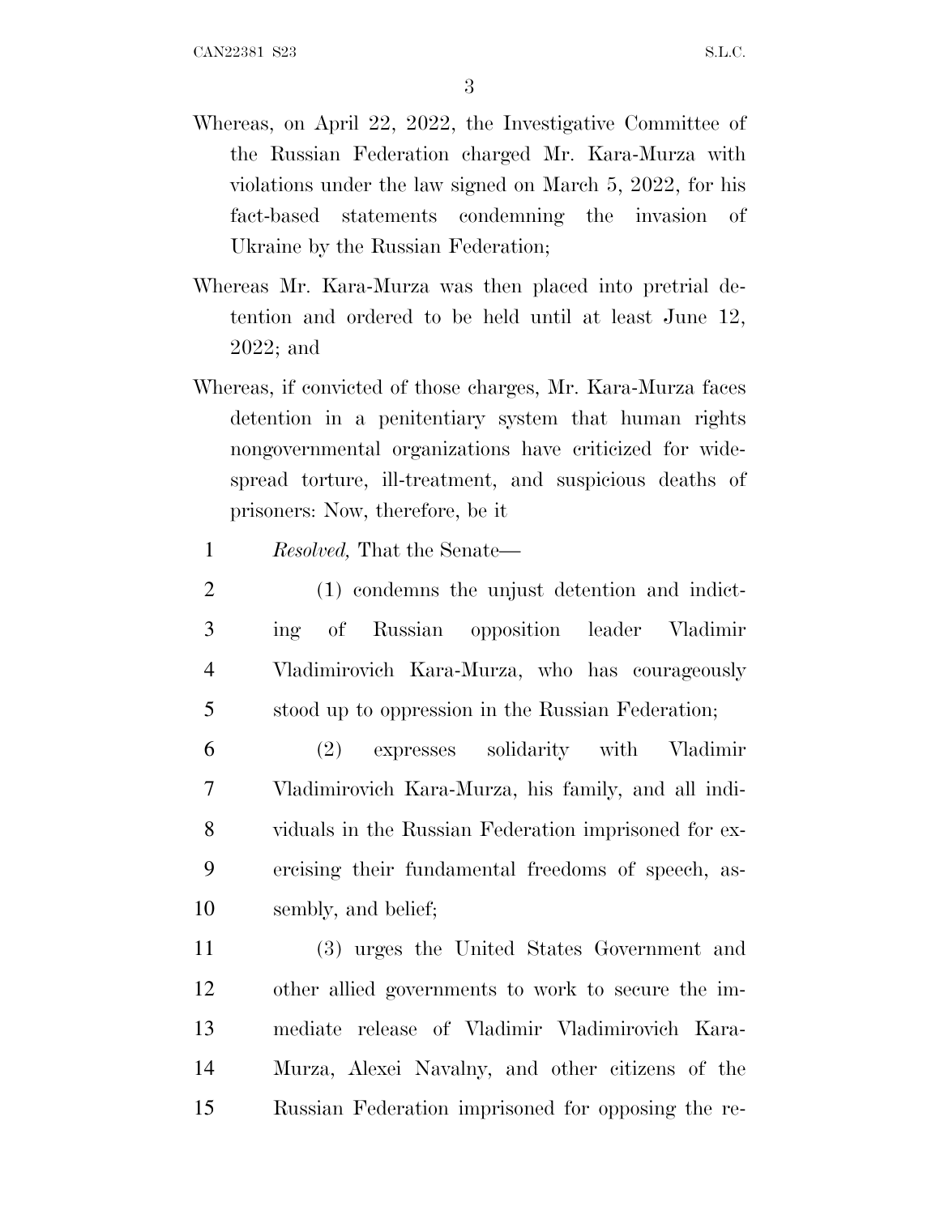Whereas, on April 22, 2022, the Investigative Committee of the Russian Federation charged Mr. Kara-Murza with violations under the law signed on March 5, 2022, for his fact-based statements condemning the invasion of Ukraine by the Russian Federation;

Whereas Mr. Kara-Murza was then placed into pretrial detention and ordered to be held until at least June 12, 2022; and

Whereas, if convicted of those charges, Mr. Kara-Murza faces detention in a penitentiary system that human rights nongovernmental organizations have criticized for widespread torture, ill-treatment, and suspicious deaths of prisoners: Now, therefore, be it

*Resolved,* That the Senate—

(1) condemns the unjust detention and indicting of Russian opposition leader Vladimir Vladimirovich Kara-Murza, who has courageously stood up to oppression in the Russian Federation;

(2) expresses solidarity with Vladimir Vladimirovich Kara-Murza, his family, and all individuals in the Russian Federation imprisoned for exercising their fundamental freedoms of speech, assembly, and belief;

(3) urges the United States Government and other allied governments to work to secure the immediate release of Vladimir Vladimirovich Kara-Murza, Alexei Navalny, and other citizens of the Russian Federation imprisoned for opposing the re-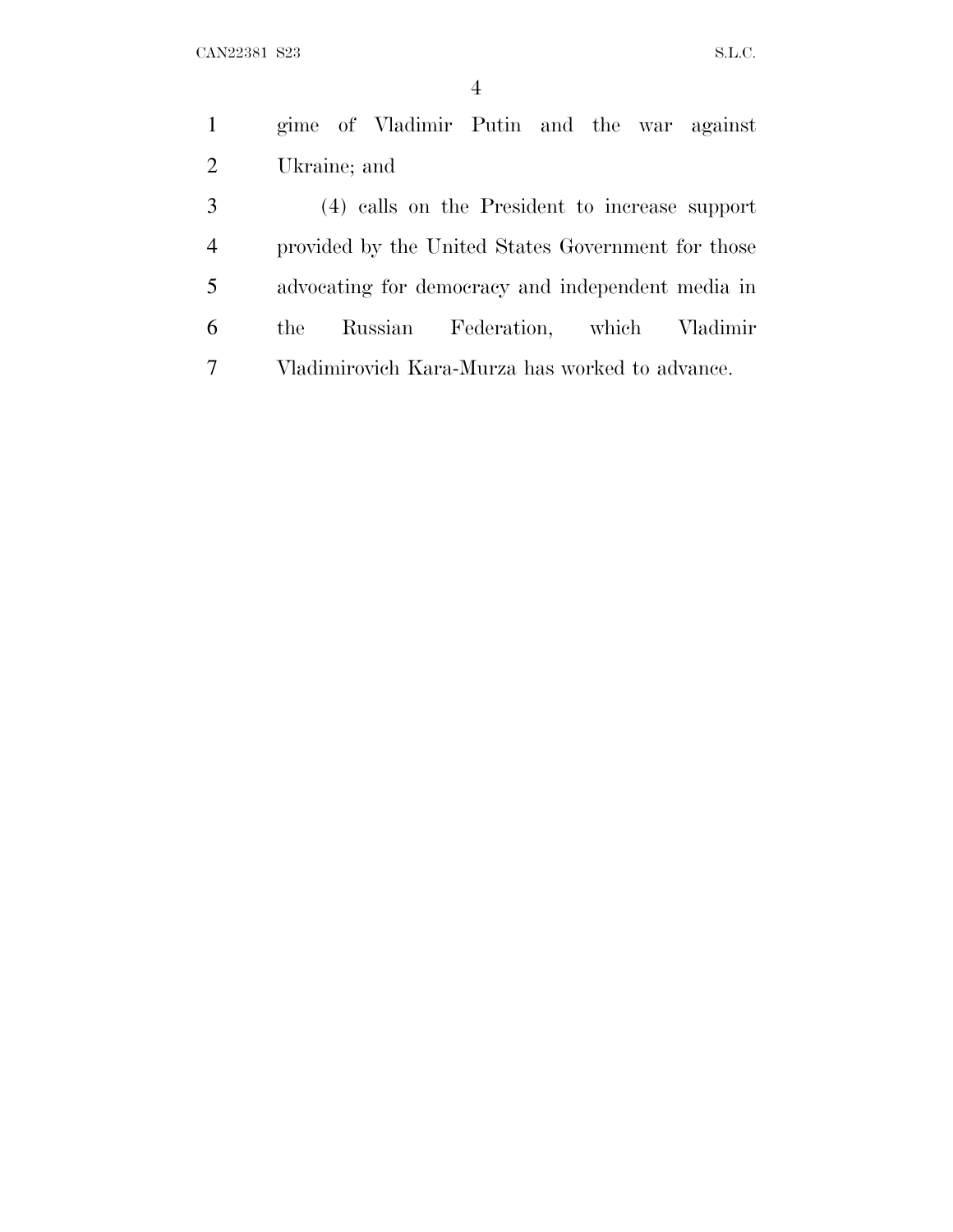gime of Vladimir Putin and the war against Ukraine; and

(4) calls on the President to increase support provided by the United States Government for those advocating for democracy and independent media in the Russian Federation, which Vladimir Vladimirovich Kara-Murza has worked to advance.